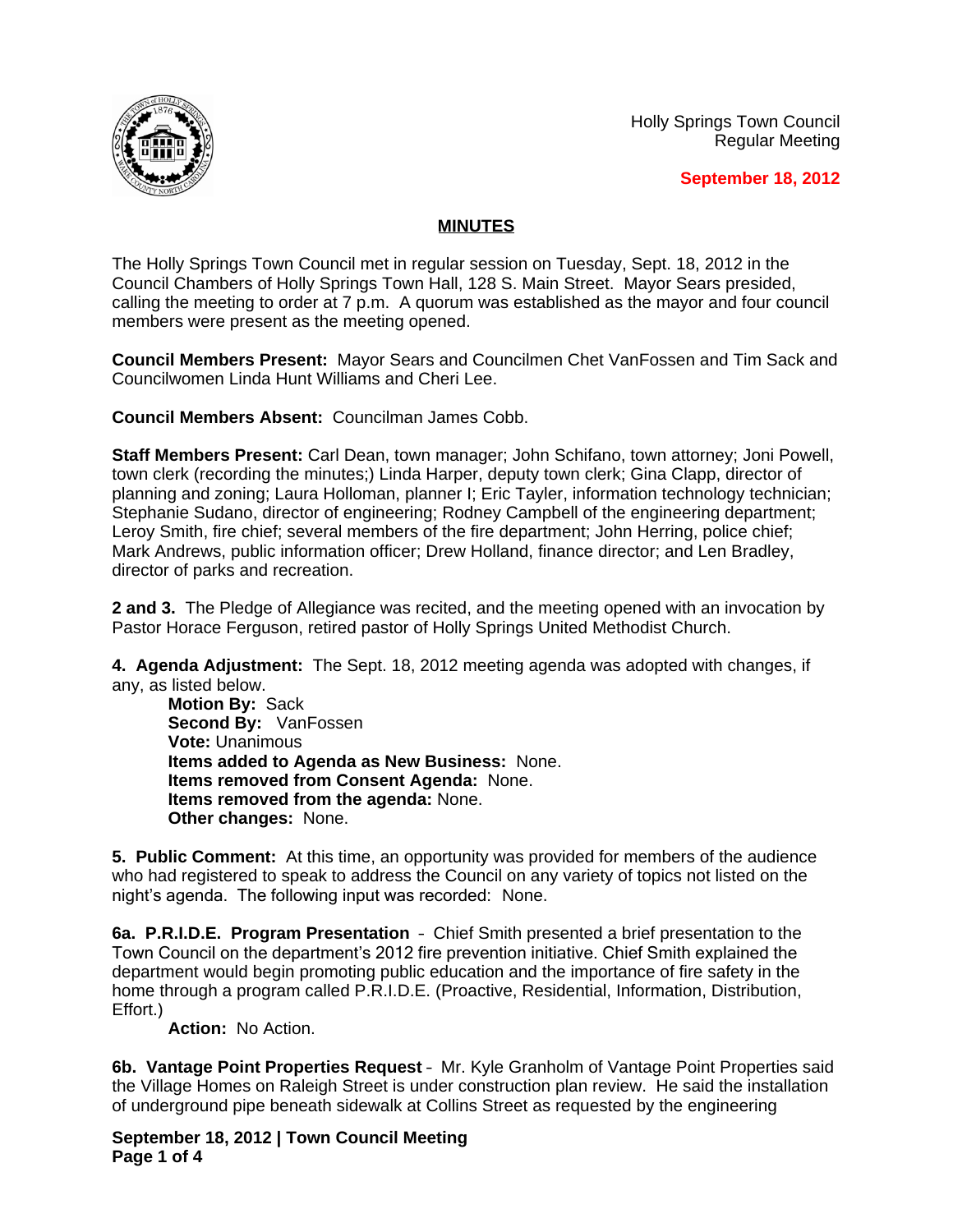Holly Springs Town Council
Regular Meeting

**September 18, 2012**

## MINUTES

The Holly Springs Town Council met in regular session on Tuesday, Sept. 18, 2012 in the Council Chambers of Holly Springs Town Hall, 128 S. Main Street. Mayor Sears presided, calling the meeting to order at 7 p.m. A quorum was established as the mayor and four council members were present as the meeting opened.

**Council Members Present:** Mayor Sears and Councilmen Chet VanFossen and Tim Sack and Councilwomen Linda Hunt Williams and Cheri Lee.

**Council Members Absent:** Councilman James Cobb.

**Staff Members Present:** Carl Dean, town manager; John Schifano, town attorney; Joni Powell, town clerk (recording the minutes;) Linda Harper, deputy town clerk; Gina Clapp, director of planning and zoning; Laura Holloman, planner I; Eric Tayler, information technology technician; Stephanie Sudano, director of engineering; Rodney Campbell of the engineering department; Leroy Smith, fire chief; several members of the fire department; John Herring, police chief; Mark Andrews, public information officer; Drew Holland, finance director; and Len Bradley, director of parks and recreation.

**2 and 3.** The Pledge of Allegiance was recited, and the meeting opened with an invocation by Pastor Horace Ferguson, retired pastor of Holly Springs United Methodist Church.

**4. Agenda Adjustment:** The Sept. 18, 2012 meeting agenda was adopted with changes, if any, as listed below.

**Motion By:** Sack
**Second By:** VanFossen
**Vote:** Unanimous
**Items added to Agenda as New Business:** None.
**Items removed from Consent Agenda:** None.
**Items removed from the agenda:** None.
**Other changes:** None.

**5. Public Comment:** At this time, an opportunity was provided for members of the audience who had registered to speak to address the Council on any variety of topics not listed on the night's agenda. The following input was recorded: None.

**6a. P.R.I.D.E. Program Presentation** – Chief Smith presented a brief presentation to the Town Council on the department's 2012 fire prevention initiative. Chief Smith explained the department would begin promoting public education and the importance of fire safety in the home through a program called P.R.I.D.E. (Proactive, Residential, Information, Distribution, Effort.)

**Action:** No Action.

**6b. Vantage Point Properties Request** – Mr. Kyle Granholm of Vantage Point Properties said the Village Homes on Raleigh Street is under construction plan review. He said the installation of underground pipe beneath sidewalk at Collins Street as requested by the engineering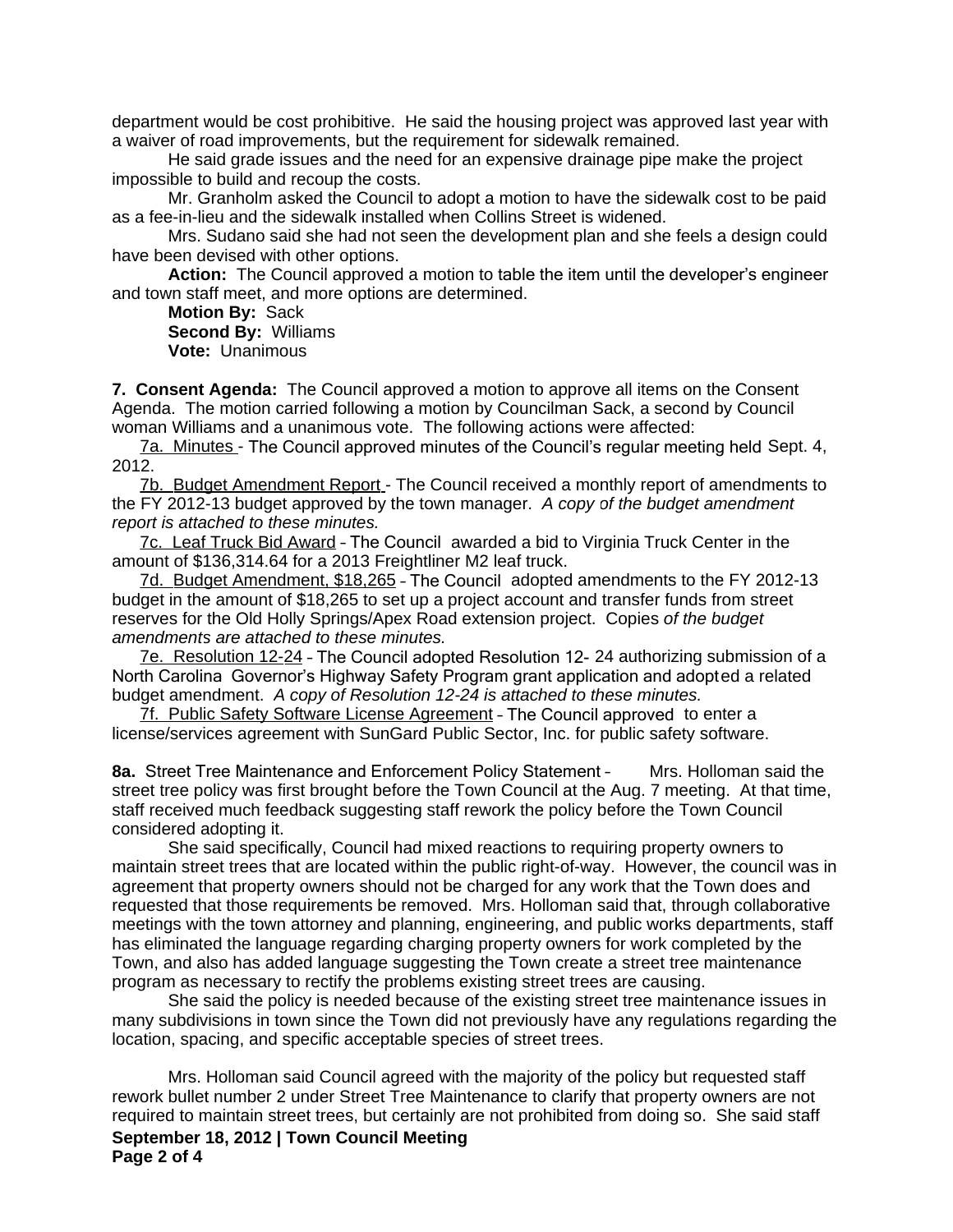department would be cost prohibitive. He said the housing project was approved last year with a waiver of road improvements, but the requirement for sidewalk remained.

He said grade issues and the need for an expensive drainage pipe make the project impossible to build and recoup the costs.

Mr. Granholm asked the Council to adopt a motion to have the sidewalk cost to be paid as a fee-in-lieu and the sidewalk installed when Collins Street is widened.

Mrs. Sudano said she had not seen the development plan and she feels a design could have been devised with other options.

**Action:** The Council approved a motion to table the item until the developer's engineer and town staff meet, and more options are determined.

**Motion By:** Sack
**Second By:** Williams
**Vote:** Unanimous

**7. Consent Agenda:** The Council approved a motion to approve all items on the Consent Agenda. The motion carried following a motion by Councilman Sack, a second by Council woman Williams and a unanimous vote. The following actions were affected:

7a. Minutes - The Council approved minutes of the Council's regular meeting held Sept. 4, 2012.

7b. Budget Amendment Report - The Council received a monthly report of amendments to the FY 2012-13 budget approved by the town manager. *A copy of the budget amendment report is attached to these minutes.*

7c. Leaf Truck Bid Award – The Council awarded a bid to Virginia Truck Center in the amount of $136,314.64 for a 2013 Freightliner M2 leaf truck.

7d. Budget Amendment, $18,265 – The Council adopted amendments to the FY 2012-13 budget in the amount of $18,265 to set up a project account and transfer funds from street reserves for the Old Holly Springs/Apex Road extension project. Copies *of the budget amendments are attached to these minutes.*

7e. Resolution 12-24 – The Council adopted Resolution 12- 24 authorizing submission of a North Carolina Governor's Highway Safety Program grant application and adopted a related budget amendment. *A copy of Resolution 12-24 is attached to these minutes.*

7f. Public Safety Software License Agreement – The Council approved to enter a license/services agreement with SunGard Public Sector, Inc. for public safety software.

**8a.** Street Tree Maintenance and Enforcement Policy Statement – Mrs. Holloman said the street tree policy was first brought before the Town Council at the Aug. 7 meeting. At that time, staff received much feedback suggesting staff rework the policy before the Town Council considered adopting it.

She said specifically, Council had mixed reactions to requiring property owners to maintain street trees that are located within the public right-of-way. However, the council was in agreement that property owners should not be charged for any work that the Town does and requested that those requirements be removed. Mrs. Holloman said that, through collaborative meetings with the town attorney and planning, engineering, and public works departments, staff has eliminated the language regarding charging property owners for work completed by the Town, and also has added language suggesting the Town create a street tree maintenance program as necessary to rectify the problems existing street trees are causing.

She said the policy is needed because of the existing street tree maintenance issues in many subdivisions in town since the Town did not previously have any regulations regarding the location, spacing, and specific acceptable species of street trees.

Mrs. Holloman said Council agreed with the majority of the policy but requested staff rework bullet number 2 under Street Tree Maintenance to clarify that property owners are not required to maintain street trees, but certainly are not prohibited from doing so. She said staff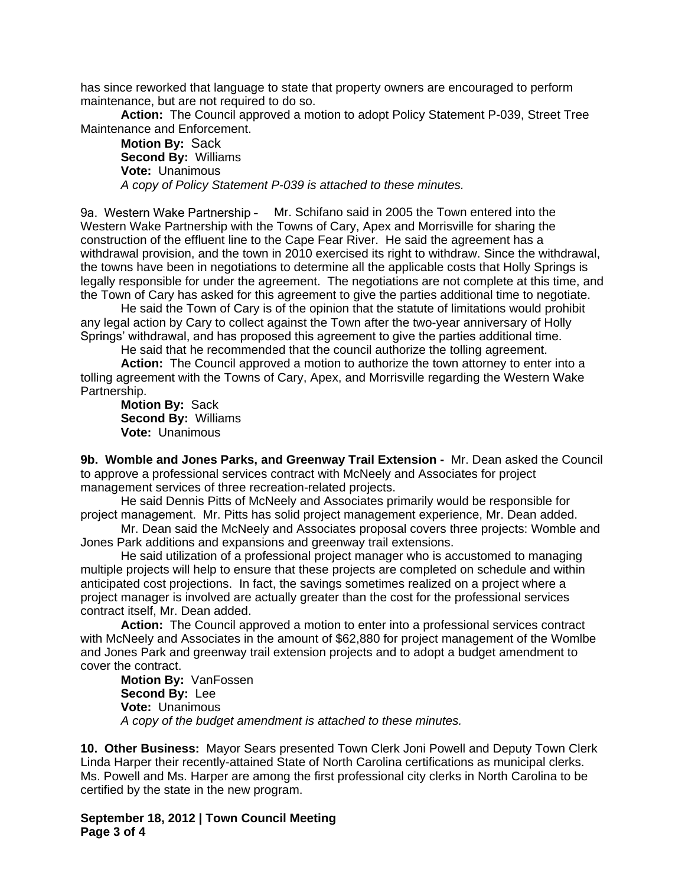has since reworked that language to state that property owners are encouraged to perform maintenance, but are not required to do so.

**Action:** The Council approved a motion to adopt Policy Statement P-039, Street Tree Maintenance and Enforcement.

**Motion By:** Sack
**Second By:** Williams
**Vote:** Unanimous
*A copy of Policy Statement P-039 is attached to these minutes.*

9a. Western Wake Partnership – Mr. Schifano said in 2005 the Town entered into the Western Wake Partnership with the Towns of Cary, Apex and Morrisville for sharing the construction of the effluent line to the Cape Fear River. He said the agreement has a withdrawal provision, and the town in 2010 exercised its right to withdraw. Since the withdrawal, the towns have been in negotiations to determine all the applicable costs that Holly Springs is legally responsible for under the agreement. The negotiations are not complete at this time, and the Town of Cary has asked for this agreement to give the parties additional time to negotiate.

He said the Town of Cary is of the opinion that the statute of limitations would prohibit any legal action by Cary to collect against the Town after the two-year anniversary of Holly Springs' withdrawal, and has proposed this agreement to give the parties additional time.

He said that he recommended that the council authorize the tolling agreement.

**Action:** The Council approved a motion to authorize the town attorney to enter into a tolling agreement with the Towns of Cary, Apex, and Morrisville regarding the Western Wake Partnership.

**Motion By:** Sack
**Second By:** Williams
**Vote:** Unanimous

**9b. Womble and Jones Parks, and Greenway Trail Extension -** Mr. Dean asked the Council to approve a professional services contract with McNeely and Associates for project management services of three recreation-related projects.

He said Dennis Pitts of McNeely and Associates primarily would be responsible for project management. Mr. Pitts has solid project management experience, Mr. Dean added.

Mr. Dean said the McNeely and Associates proposal covers three projects: Womble and Jones Park additions and expansions and greenway trail extensions.

He said utilization of a professional project manager who is accustomed to managing multiple projects will help to ensure that these projects are completed on schedule and within anticipated cost projections. In fact, the savings sometimes realized on a project where a project manager is involved are actually greater than the cost for the professional services contract itself, Mr. Dean added.

**Action:** The Council approved a motion to enter into a professional services contract with McNeely and Associates in the amount of $62,880 for project management of the Womlbe and Jones Park and greenway trail extension projects and to adopt a budget amendment to cover the contract.

**Motion By:** VanFossen
**Second By:** Lee
**Vote:** Unanimous
*A copy of the budget amendment is attached to these minutes.*

**10. Other Business:** Mayor Sears presented Town Clerk Joni Powell and Deputy Town Clerk Linda Harper their recently-attained State of North Carolina certifications as municipal clerks. Ms. Powell and Ms. Harper are among the first professional city clerks in North Carolina to be certified by the state in the new program.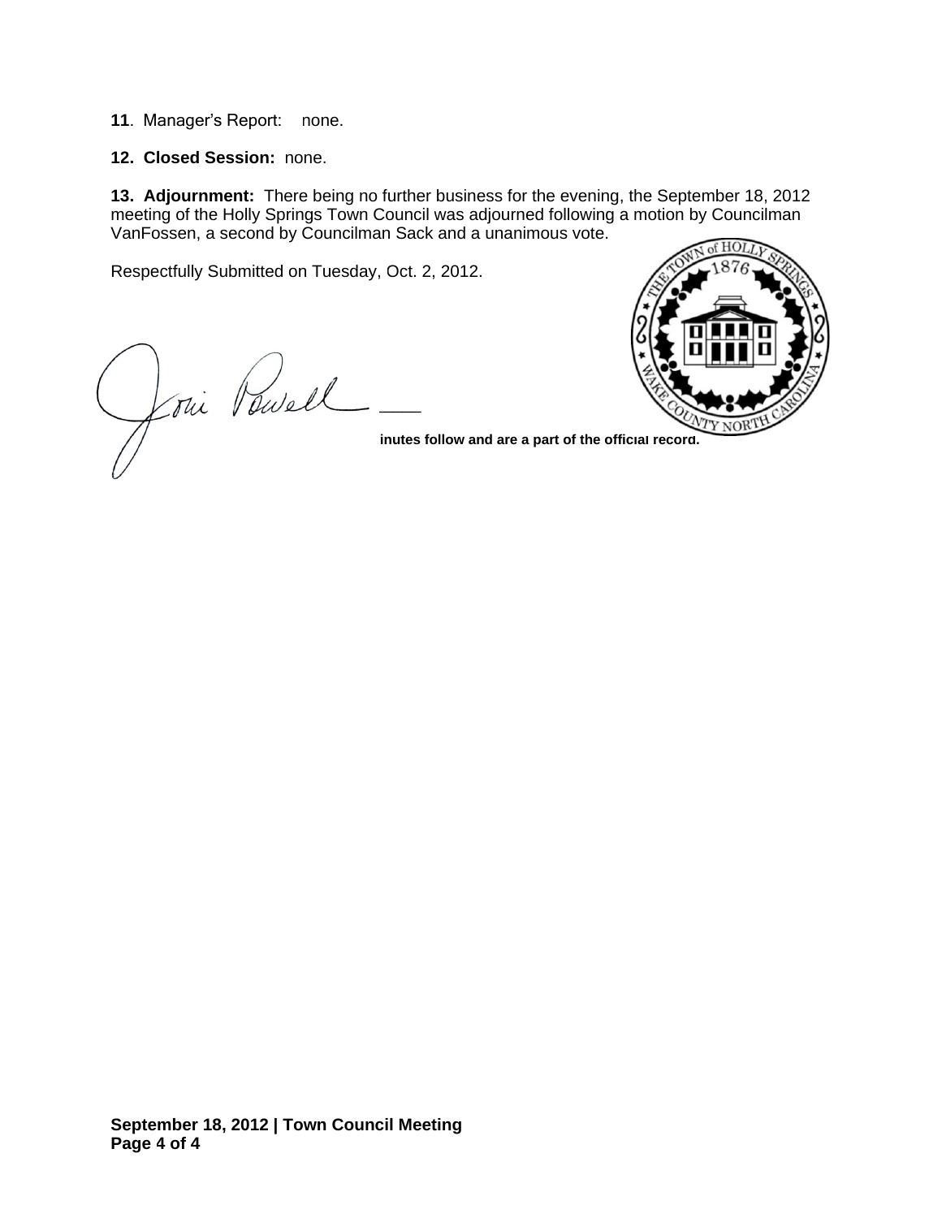**11**. Manager's Report: none.

**12. Closed Session:** none.

**13. Adjournment:** There being no further business for the evening, the September 18, 2012 meeting of the Holly Springs Town Council was adjourned following a motion by Councilman VanFossen, a second by Councilman Sack and a unanimous vote.

Respectfully Submitted on Tuesday, Oct. 2, 2012.

**inutes follow and are a part of the official record.**